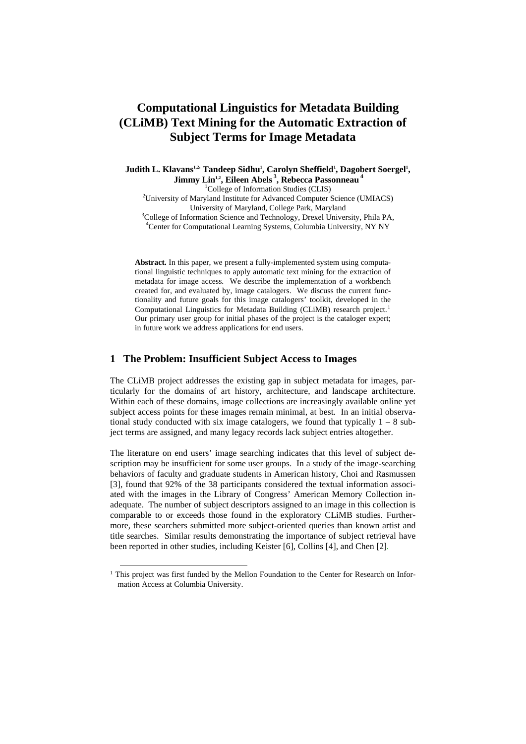# Computational Linguistics for Metadata Building (CLiMB) Text Mining for the Automatic Extraction of Subject Terms for Image Metadata

**Judith L. Klavans[1,2], Tandeep Sidhu[1], Carolyn Sheffield[1], Dagobert Soergel[1], Jimmy Lin[1,2], Eileen Abels[3], Rebecca Passonneau[4]**

[1]College of Information Studies (CLIS)
[2]University of Maryland Institute for Advanced Computer Science (UMIACS)
University of Maryland, College Park, Maryland
[3]College of Information Science and Technology, Drexel University, Phila PA,
[4]Center for Computational Learning Systems, Columbia University, NY NY

**Abstract.** In this paper, we present a fully-implemented system using computational linguistic techniques to apply automatic text mining for the extraction of metadata for image access. We describe the implementation of a workbench created for, and evaluated by, image catalogers. We discuss the current functionality and future goals for this image catalogers' toolkit, developed in the Computational Linguistics for Metadata Building (CLiMB) research project.[1] Our primary user group for initial phases of the project is the cataloger expert; in future work we address applications for end users.

## 1 The Problem: Insufficient Subject Access to Images

The CLiMB project addresses the existing gap in subject metadata for images, particularly for the domains of art history, architecture, and landscape architecture. Within each of these domains, image collections are increasingly available online yet subject access points for these images remain minimal, at best. In an initial observational study conducted with six image catalogers, we found that typically 1 – 8 subject terms are assigned, and many legacy records lack subject entries altogether.

The literature on end users' image searching indicates that this level of subject description may be insufficient for some user groups. In a study of the image-searching behaviors of faculty and graduate students in American history, Choi and Rasmussen [3], found that 92% of the 38 participants considered the textual information associated with the images in the Library of Congress' American Memory Collection inadequate. The number of subject descriptors assigned to an image in this collection is comparable to or exceeds those found in the exploratory CLiMB studies. Furthermore, these searchers submitted more subject-oriented queries than known artist and title searches. Similar results demonstrating the importance of subject retrieval have been reported in other studies, including Keister [6], Collins [4], and Chen [2].

[1] This project was first funded by the Mellon Foundation to the Center for Research on Information Access at Columbia University.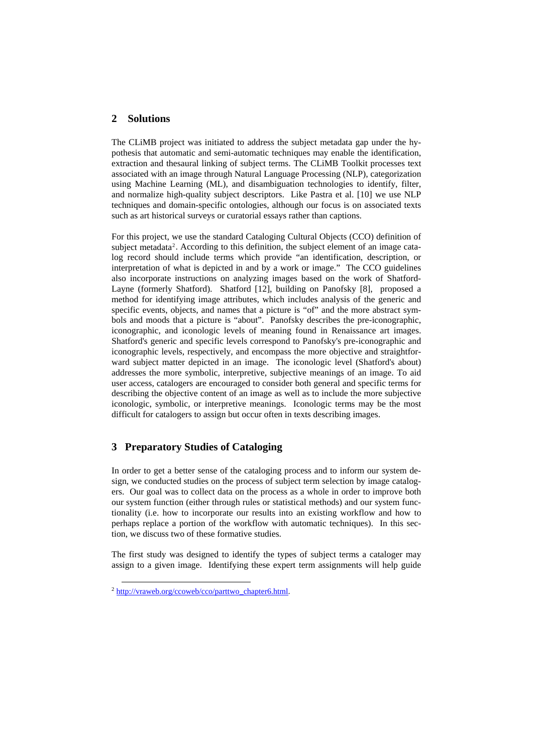## 2 Solutions

The CLiMB project was initiated to address the subject metadata gap under the hypothesis that automatic and semi-automatic techniques may enable the identification, extraction and thesaural linking of subject terms. The CLiMB Toolkit processes text associated with an image through Natural Language Processing (NLP), categorization using Machine Learning (ML), and disambiguation technologies to identify, filter, and normalize high-quality subject descriptors. Like Pastra et al. [10] we use NLP techniques and domain-specific ontologies, although our focus is on associated texts such as art historical surveys or curatorial essays rather than captions.

For this project, we use the standard Cataloging Cultural Objects (CCO) definition of subject metadata[2]. According to this definition, the subject element of an image catalog record should include terms which provide "an identification, description, or interpretation of what is depicted in and by a work or image." The CCO guidelines also incorporate instructions on analyzing images based on the work of Shatford-Layne (formerly Shatford). Shatford [12], building on Panofsky [8], proposed a method for identifying image attributes, which includes analysis of the generic and specific events, objects, and names that a picture is "of" and the more abstract symbols and moods that a picture is "about". Panofsky describes the pre-iconographic, iconographic, and iconologic levels of meaning found in Renaissance art images. Shatford's generic and specific levels correspond to Panofsky's pre-iconographic and iconographic levels, respectively, and encompass the more objective and straightforward subject matter depicted in an image. The iconologic level (Shatford's about) addresses the more symbolic, interpretive, subjective meanings of an image. To aid user access, catalogers are encouraged to consider both general and specific terms for describing the objective content of an image as well as to include the more subjective iconologic, symbolic, or interpretive meanings. Iconologic terms may be the most difficult for catalogers to assign but occur often in texts describing images.

## 3 Preparatory Studies of Cataloging

In order to get a better sense of the cataloging process and to inform our system design, we conducted studies on the process of subject term selection by image catalogers. Our goal was to collect data on the process as a whole in order to improve both our system function (either through rules or statistical methods) and our system functionality (i.e. how to incorporate our results into an existing workflow and how to perhaps replace a portion of the workflow with automatic techniques). In this section, we discuss two of these formative studies.

The first study was designed to identify the types of subject terms a cataloger may assign to a given image. Identifying these expert term assignments will help guide

[2] http://vraweb.org/ccoweb/cco/parttwo_chapter6.html.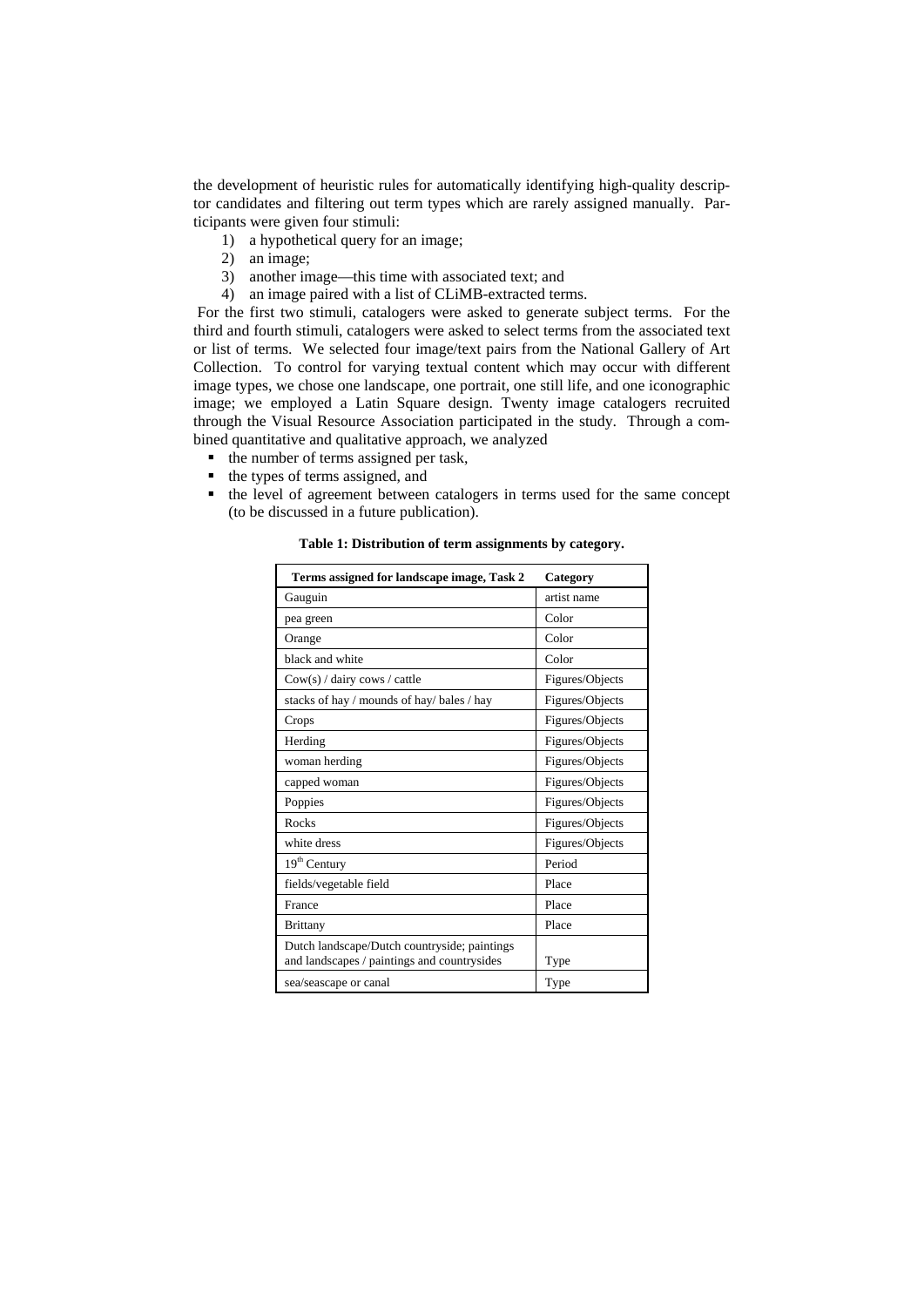the development of heuristic rules for automatically identifying high-quality descriptor candidates and filtering out term types which are rarely assigned manually. Participants were given four stimuli:

1) a hypothetical query for an image;
2) an image;
3) another image—this time with associated text; and
4) an image paired with a list of CLiMB-extracted terms.

For the first two stimuli, catalogers were asked to generate subject terms. For the third and fourth stimuli, catalogers were asked to select terms from the associated text or list of terms. We selected four image/text pairs from the National Gallery of Art Collection. To control for varying textual content which may occur with different image types, we chose one landscape, one portrait, one still life, and one iconographic image; we employed a Latin Square design. Twenty image catalogers recruited through the Visual Resource Association participated in the study. Through a combined quantitative and qualitative approach, we analyzed

- the number of terms assigned per task,
- the types of terms assigned, and
- the level of agreement between catalogers in terms used for the same concept (to be discussed in a future publication).

**Table 1: Distribution of term assignments by category.**

| Terms assigned for landscape image, Task 2 | Category |
|---|---|
| Gauguin | artist name |
| pea green | Color |
| Orange | Color |
| black and white | Color |
| Cow(s) / dairy cows / cattle | Figures/Objects |
| stacks of hay / mounds of hay/ bales / hay | Figures/Objects |
| Crops | Figures/Objects |
| Herding | Figures/Objects |
| woman herding | Figures/Objects |
| capped woman | Figures/Objects |
| Poppies | Figures/Objects |
| Rocks | Figures/Objects |
| white dress | Figures/Objects |
| 19th Century | Period |
| fields/vegetable field | Place |
| France | Place |
| Brittany | Place |
| Dutch landscape/Dutch countryside; paintings and landscapes / paintings and countrysides | Type |
| sea/seascape or canal | Type |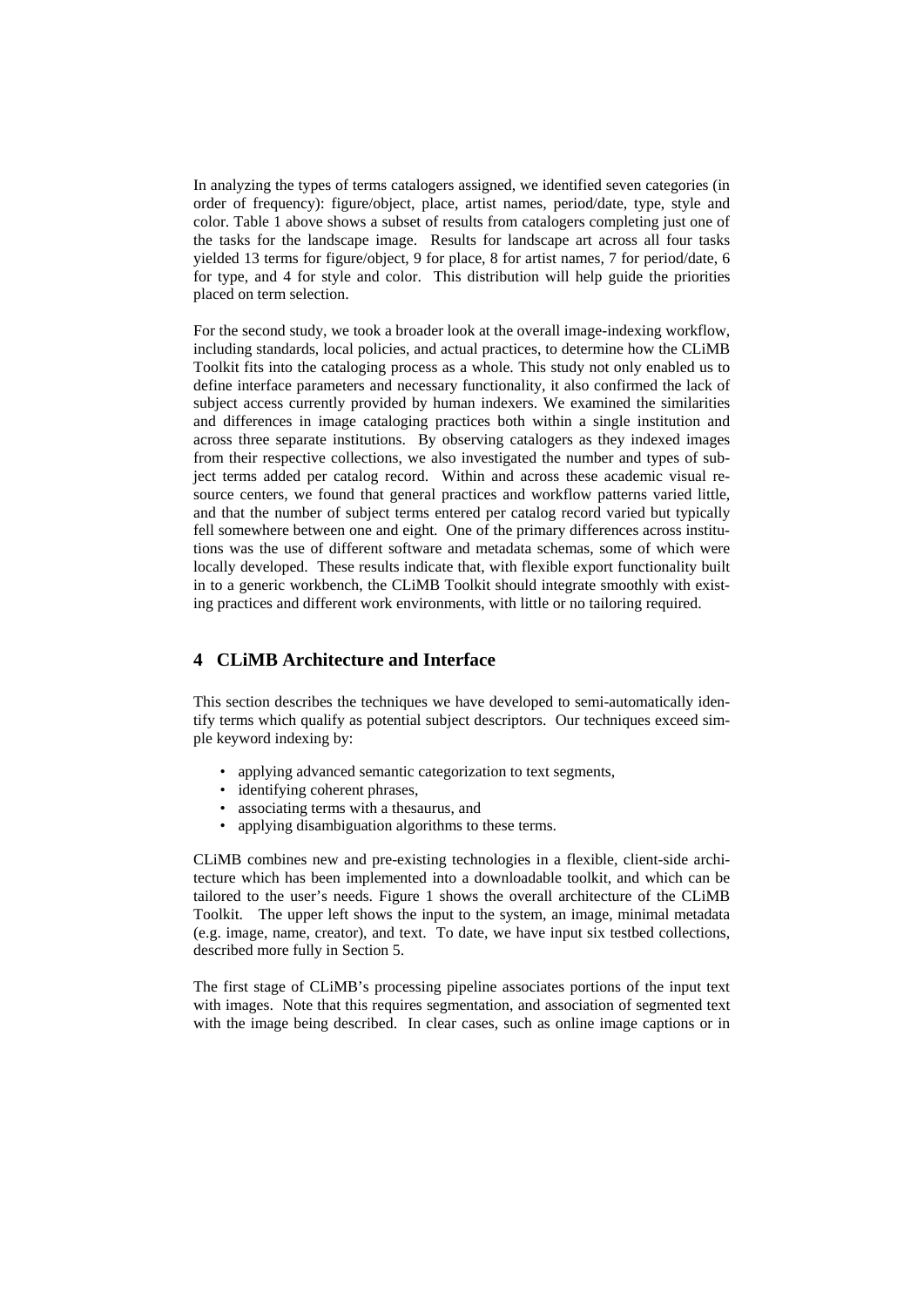In analyzing the types of terms catalogers assigned, we identified seven categories (in order of frequency): figure/object, place, artist names, period/date, type, style and color. Table 1 above shows a subset of results from catalogers completing just one of the tasks for the landscape image. Results for landscape art across all four tasks yielded 13 terms for figure/object, 9 for place, 8 for artist names, 7 for period/date, 6 for type, and 4 for style and color. This distribution will help guide the priorities placed on term selection.

For the second study, we took a broader look at the overall image-indexing workflow, including standards, local policies, and actual practices, to determine how the CLiMB Toolkit fits into the cataloging process as a whole. This study not only enabled us to define interface parameters and necessary functionality, it also confirmed the lack of subject access currently provided by human indexers. We examined the similarities and differences in image cataloging practices both within a single institution and across three separate institutions. By observing catalogers as they indexed images from their respective collections, we also investigated the number and types of subject terms added per catalog record. Within and across these academic visual resource centers, we found that general practices and workflow patterns varied little, and that the number of subject terms entered per catalog record varied but typically fell somewhere between one and eight. One of the primary differences across institutions was the use of different software and metadata schemas, some of which were locally developed. These results indicate that, with flexible export functionality built in to a generic workbench, the CLiMB Toolkit should integrate smoothly with existing practices and different work environments, with little or no tailoring required.

## 4 CLiMB Architecture and Interface

This section describes the techniques we have developed to semi-automatically identify terms which qualify as potential subject descriptors. Our techniques exceed simple keyword indexing by:

- applying advanced semantic categorization to text segments,
- identifying coherent phrases,
- associating terms with a thesaurus, and
- applying disambiguation algorithms to these terms.

CLiMB combines new and pre-existing technologies in a flexible, client-side architecture which has been implemented into a downloadable toolkit, and which can be tailored to the user's needs. Figure 1 shows the overall architecture of the CLiMB Toolkit. The upper left shows the input to the system, an image, minimal metadata (e.g. image, name, creator), and text. To date, we have input six testbed collections, described more fully in Section 5.

The first stage of CLiMB's processing pipeline associates portions of the input text with images. Note that this requires segmentation, and association of segmented text with the image being described. In clear cases, such as online image captions or in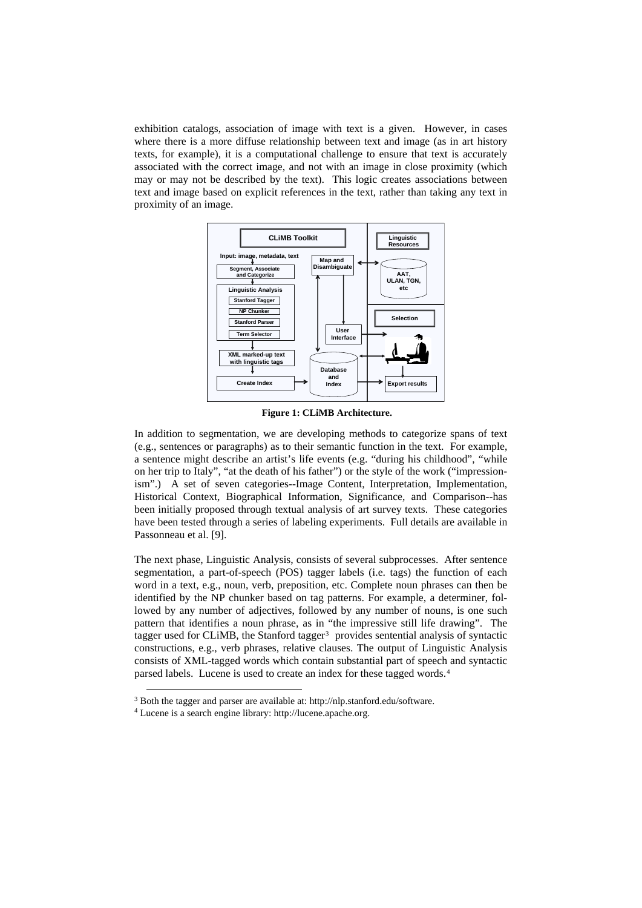exhibition catalogs, association of image with text is a given. However, in cases where there is a more diffuse relationship between text and image (as in art history texts, for example), it is a computational challenge to ensure that text is accurately associated with the correct image, and not with an image in close proximity (which may or may not be described by the text). This logic creates associations between text and image based on explicit references in the text, rather than taking any text in proximity of an image.

**Figure 1: CLiMB Architecture.**

In addition to segmentation, we are developing methods to categorize spans of text (e.g., sentences or paragraphs) as to their semantic function in the text. For example, a sentence might describe an artist's life events (e.g. "during his childhood", "while on her trip to Italy", "at the death of his father") or the style of the work ("impressionism".) A set of seven categories--Image Content, Interpretation, Implementation, Historical Context, Biographical Information, Significance, and Comparison--has been initially proposed through textual analysis of art survey texts. These categories have been tested through a series of labeling experiments. Full details are available in Passonneau et al. [9].

The next phase, Linguistic Analysis, consists of several subprocesses. After sentence segmentation, a part-of-speech (POS) tagger labels (i.e. tags) the function of each word in a text, e.g., noun, verb, preposition, etc. Complete noun phrases can then be identified by the NP chunker based on tag patterns. For example, a determiner, followed by any number of adjectives, followed by any number of nouns, is one such pattern that identifies a noun phrase, as in "the impressive still life drawing". The tagger used for CLiMB, the Stanford tagger[3] provides sentential analysis of syntactic constructions, e.g., verb phrases, relative clauses. The output of Linguistic Analysis consists of XML-tagged words which contain substantial part of speech and syntactic parsed labels. Lucene is used to create an index for these tagged words.[4]

[3] Both the tagger and parser are available at: http://nlp.stanford.edu/software.

[4] Lucene is a search engine library: http://lucene.apache.org.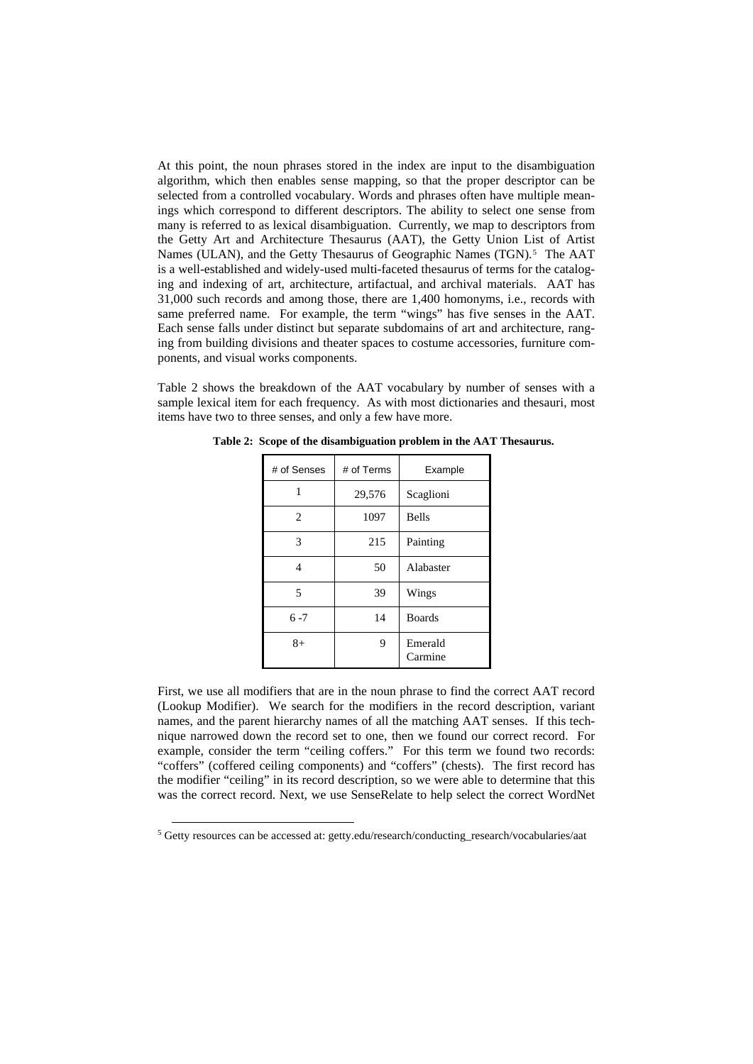At this point, the noun phrases stored in the index are input to the disambiguation algorithm, which then enables sense mapping, so that the proper descriptor can be selected from a controlled vocabulary. Words and phrases often have multiple meanings which correspond to different descriptors. The ability to select one sense from many is referred to as lexical disambiguation. Currently, we map to descriptors from the Getty Art and Architecture Thesaurus (AAT), the Getty Union List of Artist Names (ULAN), and the Getty Thesaurus of Geographic Names (TGN).[5] The AAT is a well-established and widely-used multi-faceted thesaurus of terms for the cataloging and indexing of art, architecture, artifactual, and archival materials. AAT has 31,000 such records and among those, there are 1,400 homonyms, i.e., records with same preferred name. For example, the term "wings" has five senses in the AAT. Each sense falls under distinct but separate subdomains of art and architecture, ranging from building divisions and theater spaces to costume accessories, furniture components, and visual works components.

Table 2 shows the breakdown of the AAT vocabulary by number of senses with a sample lexical item for each frequency. As with most dictionaries and thesauri, most items have two to three senses, and only a few have more.

**Table 2: Scope of the disambiguation problem in the AAT Thesaurus.**

| # of Senses | # of Terms | Example |
|---|---|---|
| 1 | 29,576 | Scaglioni |
| 2 | 1097 | Bells |
| 3 | 215 | Painting |
| 4 | 50 | Alabaster |
| 5 | 39 | Wings |
| 6 -7 | 14 | Boards |
| 8+ | 9 | Emerald Carmine |

First, we use all modifiers that are in the noun phrase to find the correct AAT record (Lookup Modifier). We search for the modifiers in the record description, variant names, and the parent hierarchy names of all the matching AAT senses. If this technique narrowed down the record set to one, then we found our correct record. For example, consider the term "ceiling coffers." For this term we found two records: "coffers" (coffered ceiling components) and "coffers" (chests). The first record has the modifier "ceiling" in its record description, so we were able to determine that this was the correct record. Next, we use SenseRelate to help select the correct WordNet

[5] Getty resources can be accessed at: getty.edu/research/conducting_research/vocabularies/aat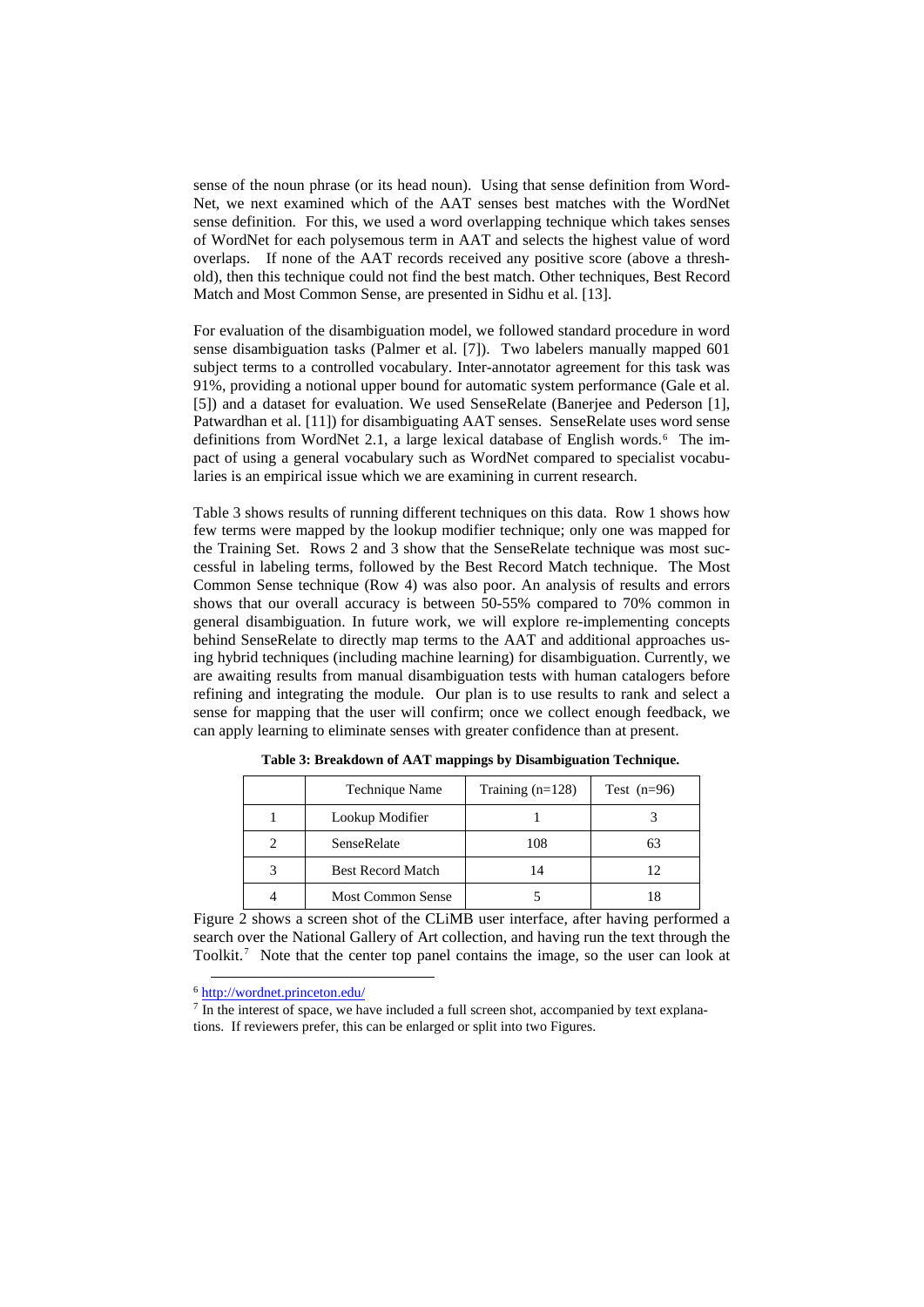sense of the noun phrase (or its head noun). Using that sense definition from WordNet, we next examined which of the AAT senses best matches with the WordNet sense definition. For this, we used a word overlapping technique which takes senses of WordNet for each polysemous term in AAT and selects the highest value of word overlaps. If none of the AAT records received any positive score (above a threshold), then this technique could not find the best match. Other techniques, Best Record Match and Most Common Sense, are presented in Sidhu et al. [13].

For evaluation of the disambiguation model, we followed standard procedure in word sense disambiguation tasks (Palmer et al. [7]). Two labelers manually mapped 601 subject terms to a controlled vocabulary. Inter-annotator agreement for this task was 91%, providing a notional upper bound for automatic system performance (Gale et al. [5]) and a dataset for evaluation. We used SenseRelate (Banerjee and Pederson [1], Patwardhan et al. [11]) for disambiguating AAT senses. SenseRelate uses word sense definitions from WordNet 2.1, a large lexical database of English words.[6] The impact of using a general vocabulary such as WordNet compared to specialist vocabularies is an empirical issue which we are examining in current research.

Table 3 shows results of running different techniques on this data. Row 1 shows how few terms were mapped by the lookup modifier technique; only one was mapped for the Training Set. Rows 2 and 3 show that the SenseRelate technique was most successful in labeling terms, followed by the Best Record Match technique. The Most Common Sense technique (Row 4) was also poor. An analysis of results and errors shows that our overall accuracy is between 50-55% compared to 70% common in general disambiguation. In future work, we will explore re-implementing concepts behind SenseRelate to directly map terms to the AAT and additional approaches using hybrid techniques (including machine learning) for disambiguation. Currently, we are awaiting results from manual disambiguation tests with human catalogers before refining and integrating the module. Our plan is to use results to rank and select a sense for mapping that the user will confirm; once we collect enough feedback, we can apply learning to eliminate senses with greater confidence than at present.

**Table 3: Breakdown of AAT mappings by Disambiguation Technique.**

| | Technique Name | Training (n=128) | Test (n=96) |
|---|---|---|---|
| 1 | Lookup Modifier | 1 | 3 |
| 2 | SenseRelate | 108 | 63 |
| 3 | Best Record Match | 14 | 12 |
| 4 | Most Common Sense | 5 | 18 |

Figure 2 shows a screen shot of the CLiMB user interface, after having performed a search over the National Gallery of Art collection, and having run the text through the Toolkit.[7] Note that the center top panel contains the image, so the user can look at

[6] http://wordnet.princeton.edu/

[7] In the interest of space, we have included a full screen shot, accompanied by text explanations. If reviewers prefer, this can be enlarged or split into two Figures.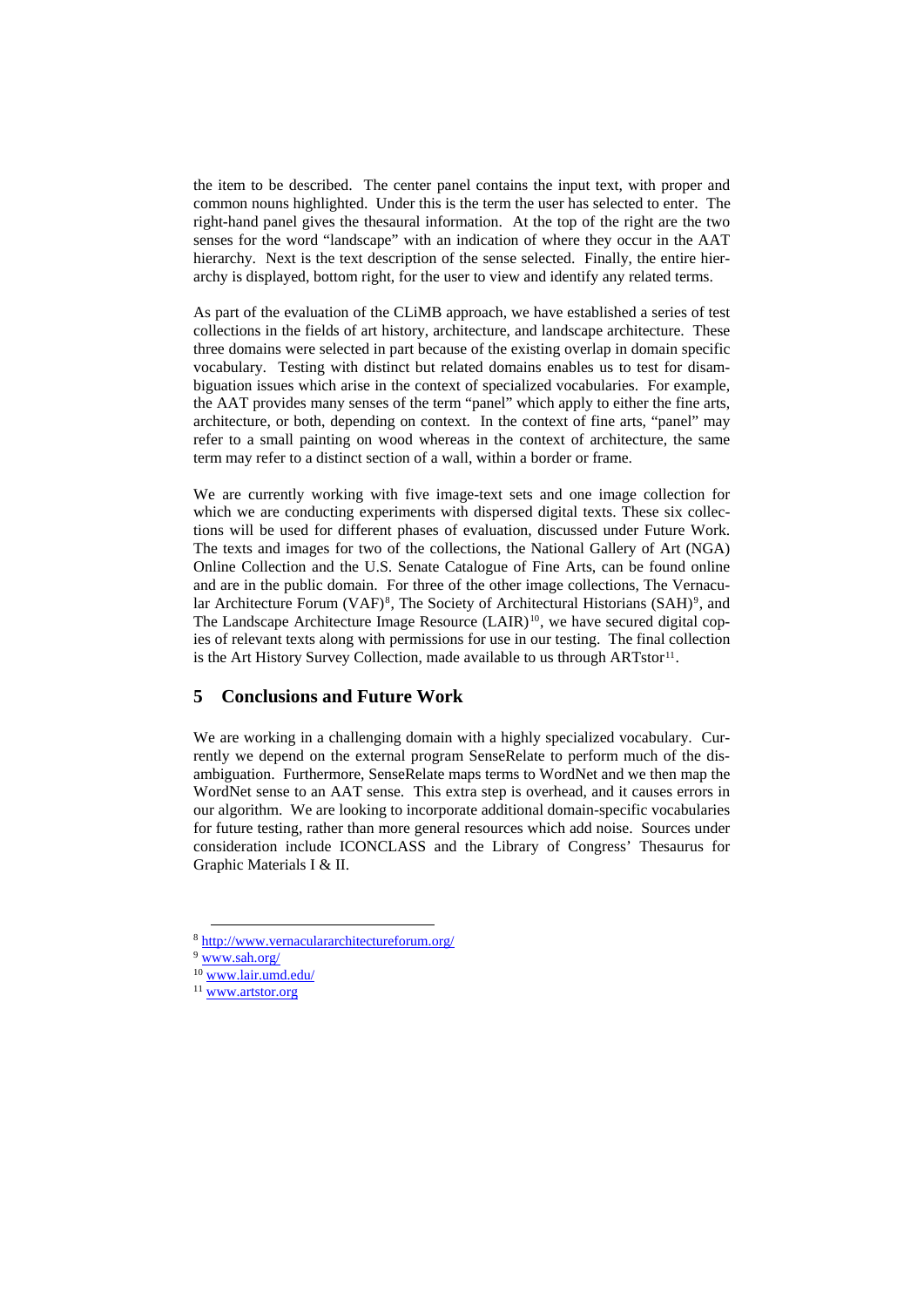the item to be described. The center panel contains the input text, with proper and common nouns highlighted. Under this is the term the user has selected to enter. The right-hand panel gives the thesaural information. At the top of the right are the two senses for the word "landscape" with an indication of where they occur in the AAT hierarchy. Next is the text description of the sense selected. Finally, the entire hierarchy is displayed, bottom right, for the user to view and identify any related terms.

As part of the evaluation of the CLiMB approach, we have established a series of test collections in the fields of art history, architecture, and landscape architecture. These three domains were selected in part because of the existing overlap in domain specific vocabulary. Testing with distinct but related domains enables us to test for disambiguation issues which arise in the context of specialized vocabularies. For example, the AAT provides many senses of the term "panel" which apply to either the fine arts, architecture, or both, depending on context. In the context of fine arts, "panel" may refer to a small painting on wood whereas in the context of architecture, the same term may refer to a distinct section of a wall, within a border or frame.

We are currently working with five image-text sets and one image collection for which we are conducting experiments with dispersed digital texts. These six collections will be used for different phases of evaluation, discussed under Future Work. The texts and images for two of the collections, the National Gallery of Art (NGA) Online Collection and the U.S. Senate Catalogue of Fine Arts, can be found online and are in the public domain. For three of the other image collections, The Vernacular Architecture Forum (VAF)[8], The Society of Architectural Historians (SAH)[9], and The Landscape Architecture Image Resource (LAIR)[10], we have secured digital copies of relevant texts along with permissions for use in our testing. The final collection is the Art History Survey Collection, made available to us through ARTstor[11].

## 5 Conclusions and Future Work

We are working in a challenging domain with a highly specialized vocabulary. Currently we depend on the external program SenseRelate to perform much of the disambiguation. Furthermore, SenseRelate maps terms to WordNet and we then map the WordNet sense to an AAT sense. This extra step is overhead, and it causes errors in our algorithm. We are looking to incorporate additional domain-specific vocabularies for future testing, rather than more general resources which add noise. Sources under consideration include ICONCLASS and the Library of Congress' Thesaurus for Graphic Materials I & II.

---

[8] http://www.vernaculararchitectureforum.org/

[9] www.sah.org/

[10] www.lair.umd.edu/

[11] www.artstor.org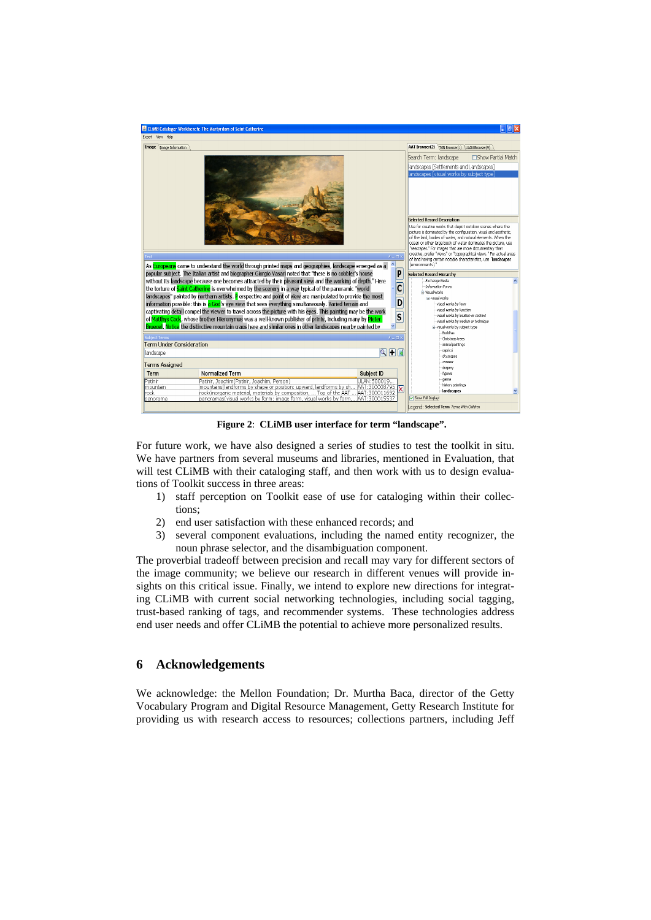**Figure 2**: **CLiMB user interface for term "landscape".**

For future work, we have also designed a series of studies to test the toolkit in situ. We have partners from several museums and libraries, mentioned in Evaluation, that will test CLiMB with their cataloging staff, and then work with us to design evaluations of Toolkit success in three areas:

1) staff perception on Toolkit ease of use for cataloging within their collections;
2) end user satisfaction with these enhanced records; and
3) several component evaluations, including the named entity recognizer, the noun phrase selector, and the disambiguation component.

The proverbial tradeoff between precision and recall may vary for different sectors of the image community; we believe our research in different venues will provide insights on this critical issue. Finally, we intend to explore new directions for integrating CLiMB with current social networking technologies, including social tagging, trust-based ranking of tags, and recommender systems. These technologies address end user needs and offer CLiMB the potential to achieve more personalized results.

## 6 Acknowledgements

We acknowledge: the Mellon Foundation; Dr. Murtha Baca, director of the Getty Vocabulary Program and Digital Resource Management, Getty Research Institute for providing us with research access to resources; collections partners, including Jeff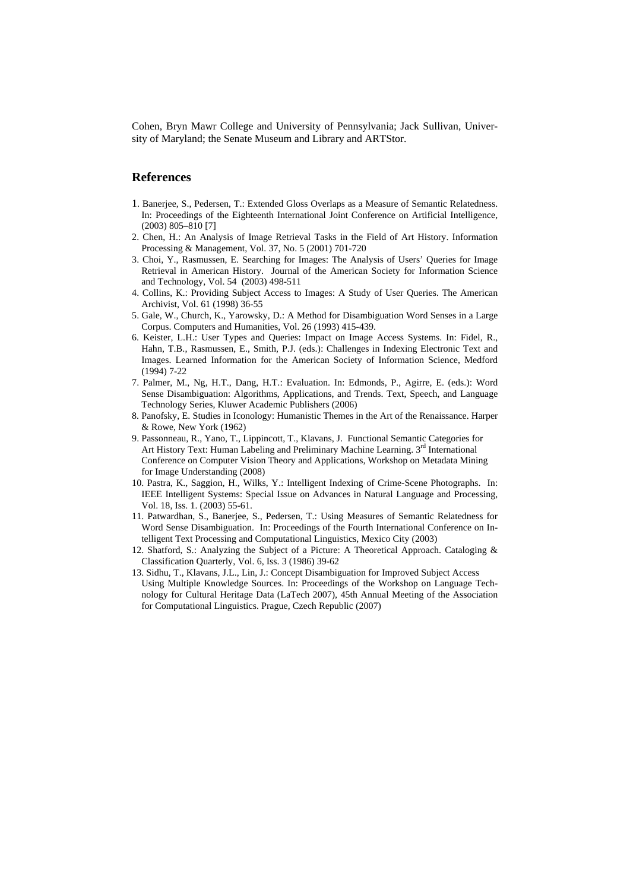Cohen, Bryn Mawr College and University of Pennsylvania; Jack Sullivan, University of Maryland; the Senate Museum and Library and ARTStor.

## References

1. Banerjee, S., Pedersen, T.: Extended Gloss Overlaps as a Measure of Semantic Relatedness. In: Proceedings of the Eighteenth International Joint Conference on Artificial Intelligence, (2003) 805–810 [7]
2. Chen, H.: An Analysis of Image Retrieval Tasks in the Field of Art History. Information Processing & Management, Vol. 37, No. 5 (2001) 701-720
3. Choi, Y., Rasmussen, E. Searching for Images: The Analysis of Users' Queries for Image Retrieval in American History. Journal of the American Society for Information Science and Technology, Vol. 54 (2003) 498-511
4. Collins, K.: Providing Subject Access to Images: A Study of User Queries. The American Archivist, Vol. 61 (1998) 36-55
5. Gale, W., Church, K., Yarowsky, D.: A Method for Disambiguation Word Senses in a Large Corpus. Computers and Humanities, Vol. 26 (1993) 415-439.
6. Keister, L.H.: User Types and Queries: Impact on Image Access Systems. In: Fidel, R., Hahn, T.B., Rasmussen, E., Smith, P.J. (eds.): Challenges in Indexing Electronic Text and Images. Learned Information for the American Society of Information Science, Medford (1994) 7-22
7. Palmer, M., Ng, H.T., Dang, H.T.: Evaluation. In: Edmonds, P., Agirre, E. (eds.): Word Sense Disambiguation: Algorithms, Applications, and Trends. Text, Speech, and Language Technology Series, Kluwer Academic Publishers (2006)
8. Panofsky, E. Studies in Iconology: Humanistic Themes in the Art of the Renaissance. Harper & Rowe, New York (1962)
9. Passonneau, R., Yano, T., Lippincott, T., Klavans, J. Functional Semantic Categories for Art History Text: Human Labeling and Preliminary Machine Learning. 3rd International Conference on Computer Vision Theory and Applications, Workshop on Metadata Mining for Image Understanding (2008)
10. Pastra, K., Saggion, H., Wilks, Y.: Intelligent Indexing of Crime-Scene Photographs. In: IEEE Intelligent Systems: Special Issue on Advances in Natural Language and Processing, Vol. 18, Iss. 1. (2003) 55-61.
11. Patwardhan, S., Banerjee, S., Pedersen, T.: Using Measures of Semantic Relatedness for Word Sense Disambiguation. In: Proceedings of the Fourth International Conference on Intelligent Text Processing and Computational Linguistics, Mexico City (2003)
12. Shatford, S.: Analyzing the Subject of a Picture: A Theoretical Approach. Cataloging & Classification Quarterly, Vol. 6, Iss. 3 (1986) 39-62
13. Sidhu, T., Klavans, J.L., Lin, J.: Concept Disambiguation for Improved Subject Access Using Multiple Knowledge Sources. In: Proceedings of the Workshop on Language Technology for Cultural Heritage Data (LaTech 2007), 45th Annual Meeting of the Association for Computational Linguistics. Prague, Czech Republic (2007)